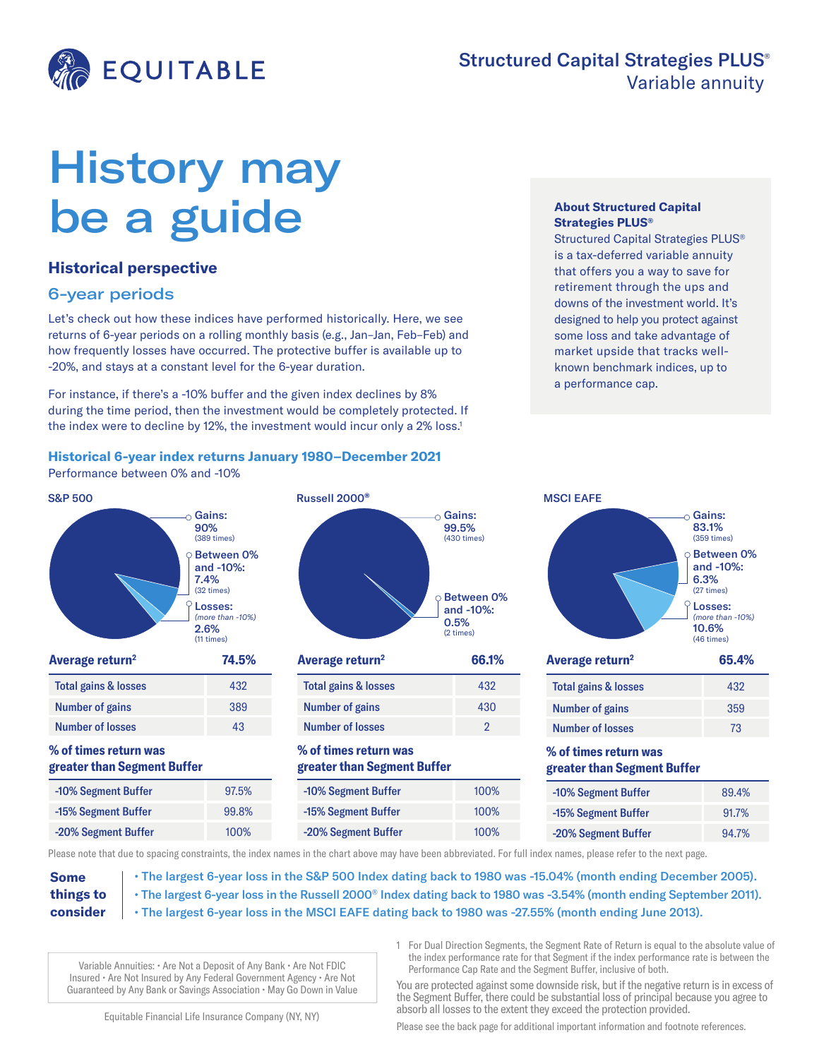EQUITABLE

**Structured Capital Strategies PLUS®**
Variable annuity

# History may be a guide

## Historical perspective

### 6-year periods

Let's check out how these indices have performed historically. Here, we see returns of 6-year periods on a rolling monthly basis (e.g., Jan–Jan, Feb–Feb) and how frequently losses have occurred. The protective buffer is available up to -20%, and stays at a constant level for the 6-year duration.

For instance, if there's a -10% buffer and the given index declines by 8% during the time period, then the investment would be completely protected. If the index were to decline by 12%, the investment would incur only a 2% loss.[1]

**About Structured Capital Strategies PLUS®**

Structured Capital Strategies PLUS® is a tax-deferred variable annuity that offers you a way to save for retirement through the ups and downs of the investment world. It's designed to help you protect against some loss and take advantage of market upside that tracks well-known benchmark indices, up to a performance cap.

### Historical 6-year index returns January 1980–December 2021

Performance between 0% and -10%

**S&P 500**

- Gains: 90% (389 times)
- Between 0% and -10%: 7.4% (32 times)
- Losses: *(more than -10%)* 2.6% (11 times)

| Average return[2] | 74.5% |
|---|---|
| Total gains & losses | 432 |
| Number of gains | 389 |
| Number of losses | 43 |

**% of times return was greater than Segment Buffer**

| Segment Buffer | % |
|---|---|
| -10% Segment Buffer | 97.5% |
| -15% Segment Buffer | 99.8% |
| -20% Segment Buffer | 100% |

**Russell 2000®**

- Gains: 99.5% (430 times)
- Between 0% and -10%: 0.5% (2 times)

| Average return[2] | 66.1% |
|---|---|
| Total gains & losses | 432 |
| Number of gains | 430 |
| Number of losses | 2 |

**% of times return was greater than Segment Buffer**

| Segment Buffer | % |
|---|---|
| -10% Segment Buffer | 100% |
| -15% Segment Buffer | 100% |
| -20% Segment Buffer | 100% |

**MSCI EAFE**

- Gains: 83.1% (359 times)
- Between 0% and -10%: 6.3% (27 times)
- Losses: *(more than -10%)* 10.6% (46 times)

| Average return[2] | 65.4% |
|---|---|
| Total gains & losses | 432 |
| Number of gains | 359 |
| Number of losses | 73 |

**% of times return was greater than Segment Buffer**

| Segment Buffer | % |
|---|---|
| -10% Segment Buffer | 89.4% |
| -15% Segment Buffer | 91.7% |
| -20% Segment Buffer | 94.7% |

Please note that due to spacing constraints, the index names in the chart above may have been abbreviated. For full index names, please refer to the next page.

**Some things to consider**

- The largest 6-year loss in the S&P 500 Index dating back to 1980 was -15.04% (month ending December 2005).
- The largest 6-year loss in the Russell 2000® Index dating back to 1980 was -3.54% (month ending September 2011).
- The largest 6-year loss in the MSCI EAFE dating back to 1980 was -27.55% (month ending June 2013).

Variable Annuities: • Are Not a Deposit of Any Bank • Are Not FDIC Insured • Are Not Insured by Any Federal Government Agency • Are Not Guaranteed by Any Bank or Savings Association • May Go Down in Value

Equitable Financial Life Insurance Company (NY, NY)

1 For Dual Direction Segments, the Segment Rate of Return is equal to the absolute value of the index performance rate for that Segment if the index performance rate is between the Performance Cap Rate and the Segment Buffer, inclusive of both.

You are protected against some downside risk, but if the negative return is in excess of the Segment Buffer, there could be substantial loss of principal because you agree to absorb all losses to the extent they exceed the protection provided.

Please see the back page for additional important information and footnote references.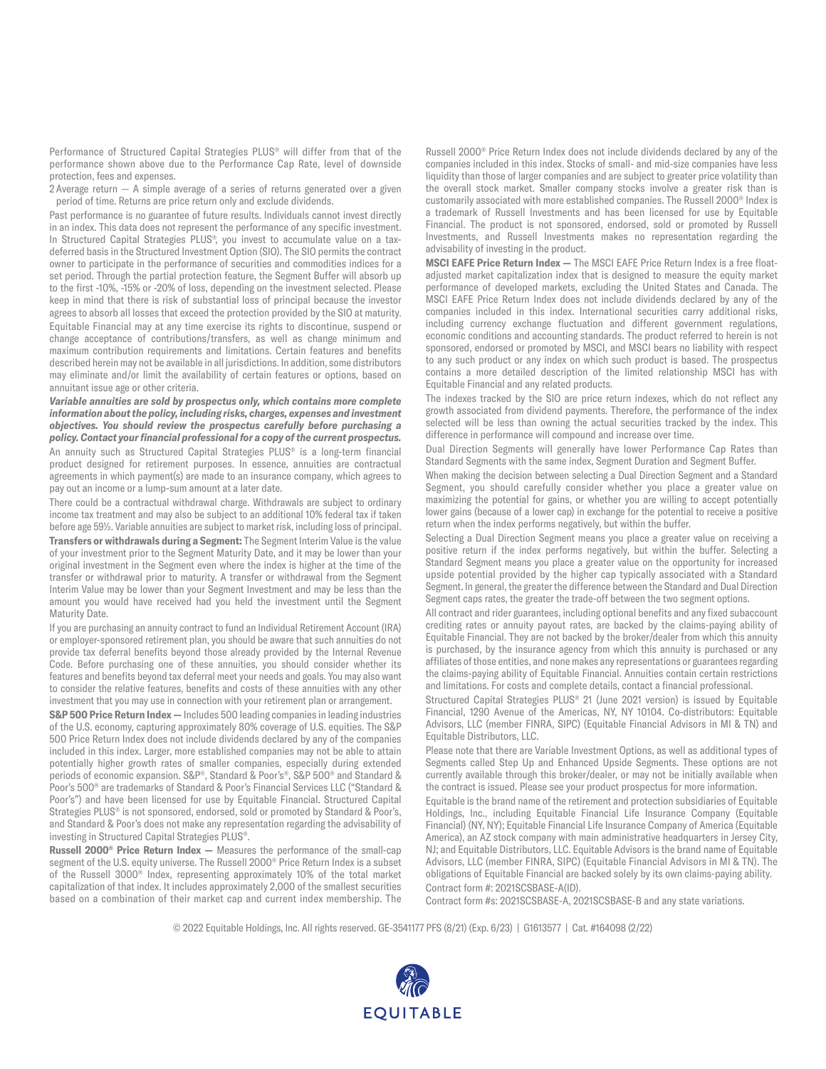Performance of Structured Capital Strategies PLUS® will differ from that of the performance shown above due to the Performance Cap Rate, level of downside protection, fees and expenses.

2 Average return — A simple average of a series of returns generated over a given period of time. Returns are price return only and exclude dividends.

Past performance is no guarantee of future results. Individuals cannot invest directly in an index. This data does not represent the performance of any specific investment. In Structured Capital Strategies PLUS®, you invest to accumulate value on a tax-deferred basis in the Structured Investment Option (SIO). The SIO permits the contract owner to participate in the performance of securities and commodities indices for a set period. Through the partial protection feature, the Segment Buffer will absorb up to the first -10%, -15% or -20% of loss, depending on the investment selected. Please keep in mind that there is risk of substantial loss of principal because the investor agrees to absorb all losses that exceed the protection provided by the SIO at maturity.

Equitable Financial may at any time exercise its rights to discontinue, suspend or change acceptance of contributions/transfers, as well as change minimum and maximum contribution requirements and limitations. Certain features and benefits described herein may not be available in all jurisdictions. In addition, some distributors may eliminate and/or limit the availability of certain features or options, based on annuitant issue age or other criteria.

***Variable annuities are sold by prospectus only, which contains more complete information about the policy, including risks, charges, expenses and investment objectives. You should review the prospectus carefully before purchasing a policy. Contact your financial professional for a copy of the current prospectus.***

An annuity such as Structured Capital Strategies PLUS® is a long-term financial product designed for retirement purposes. In essence, annuities are contractual agreements in which payment(s) are made to an insurance company, which agrees to pay out an income or a lump-sum amount at a later date.

There could be a contractual withdrawal charge. Withdrawals are subject to ordinary income tax treatment and may also be subject to an additional 10% federal tax if taken before age 59½. Variable annuities are subject to market risk, including loss of principal.

**Transfers or withdrawals during a Segment:** The Segment Interim Value is the value of your investment prior to the Segment Maturity Date, and it may be lower than your original investment in the Segment even where the index is higher at the time of the transfer or withdrawal prior to maturity. A transfer or withdrawal from the Segment Interim Value may be lower than your Segment Investment and may be less than the amount you would have received had you held the investment until the Segment Maturity Date.

If you are purchasing an annuity contract to fund an Individual Retirement Account (IRA) or employer-sponsored retirement plan, you should be aware that such annuities do not provide tax deferral benefits beyond those already provided by the Internal Revenue Code. Before purchasing one of these annuities, you should consider whether its features and benefits beyond tax deferral meet your needs and goals. You may also want to consider the relative features, benefits and costs of these annuities with any other investment that you may use in connection with your retirement plan or arrangement.

**S&P 500 Price Return Index —** Includes 500 leading companies in leading industries of the U.S. economy, capturing approximately 80% coverage of U.S. equities. The S&P 500 Price Return Index does not include dividends declared by any of the companies included in this index. Larger, more established companies may not be able to attain potentially higher growth rates of smaller companies, especially during extended periods of economic expansion. S&P®, Standard & Poor's®, S&P 500® and Standard & Poor's 500® are trademarks of Standard & Poor's Financial Services LLC ("Standard & Poor's") and have been licensed for use by Equitable Financial. Structured Capital Strategies PLUS® is not sponsored, endorsed, sold or promoted by Standard & Poor's, and Standard & Poor's does not make any representation regarding the advisability of investing in Structured Capital Strategies PLUS®.

**Russell 2000® Price Return Index —** Measures the performance of the small-cap segment of the U.S. equity universe. The Russell 2000® Price Return Index is a subset of the Russell 3000® Index, representing approximately 10% of the total market capitalization of that index. It includes approximately 2,000 of the smallest securities based on a combination of their market cap and current index membership. The Russell 2000® Price Return Index does not include dividends declared by any of the companies included in this index. Stocks of small- and mid-size companies have less liquidity than those of larger companies and are subject to greater price volatility than the overall stock market. Smaller company stocks involve a greater risk than is customarily associated with more established companies. The Russell 2000® Index is a trademark of Russell Investments and has been licensed for use by Equitable Financial. The product is not sponsored, endorsed, sold or promoted by Russell Investments, and Russell Investments makes no representation regarding the advisability of investing in the product.

**MSCI EAFE Price Return Index —** The MSCI EAFE Price Return Index is a free float-adjusted market capitalization index that is designed to measure the equity market performance of developed markets, excluding the United States and Canada. The MSCI EAFE Price Return Index does not include dividends declared by any of the companies included in this index. International securities carry additional risks, including currency exchange fluctuation and different government regulations, economic conditions and accounting standards. The product referred to herein is not sponsored, endorsed or promoted by MSCI, and MSCI bears no liability with respect to any such product or any index on which such product is based. The prospectus contains a more detailed description of the limited relationship MSCI has with Equitable Financial and any related products.

The indexes tracked by the SIO are price return indexes, which do not reflect any growth associated from dividend payments. Therefore, the performance of the index selected will be less than owning the actual securities tracked by the index. This difference in performance will compound and increase over time.

Dual Direction Segments will generally have lower Performance Cap Rates than Standard Segments with the same index, Segment Duration and Segment Buffer.

When making the decision between selecting a Dual Direction Segment and a Standard Segment, you should carefully consider whether you place a greater value on maximizing the potential for gains, or whether you are willing to accept potentially lower gains (because of a lower cap) in exchange for the potential to receive a positive return when the index performs negatively, but within the buffer.

Selecting a Dual Direction Segment means you place a greater value on receiving a positive return if the index performs negatively, but within the buffer. Selecting a Standard Segment means you place a greater value on the opportunity for increased upside potential provided by the higher cap typically associated with a Standard Segment. In general, the greater the difference between the Standard and Dual Direction Segment caps rates, the greater the trade-off between the two segment options.

All contract and rider guarantees, including optional benefits and any fixed subaccount crediting rates or annuity payout rates, are backed by the claims-paying ability of Equitable Financial. They are not backed by the broker/dealer from which this annuity is purchased, by the insurance agency from which this annuity is purchased or any affiliates of those entities, and none makes any representations or guarantees regarding the claims-paying ability of Equitable Financial. Annuities contain certain restrictions and limitations. For costs and complete details, contact a financial professional.

Structured Capital Strategies PLUS® 21 (June 2021 version) is issued by Equitable Financial, 1290 Avenue of the Americas, NY, NY 10104. Co-distributors: Equitable Advisors, LLC (member FINRA, SIPC) (Equitable Financial Advisors in MI & TN) and Equitable Distributors, LLC.

Please note that there are Variable Investment Options, as well as additional types of Segments called Step Up and Enhanced Upside Segments. These options are not currently available through this broker/dealer, or may not be initially available when the contract is issued. Please see your product prospectus for more information.

Equitable is the brand name of the retirement and protection subsidiaries of Equitable Holdings, Inc., including Equitable Financial Life Insurance Company (Equitable Financial) (NY, NY); Equitable Financial Life Insurance Company of America (Equitable America), an AZ stock company with main administrative headquarters in Jersey City, NJ; and Equitable Distributors, LLC. Equitable Advisors is the brand name of Equitable Advisors, LLC (member FINRA, SIPC) (Equitable Financial Advisors in MI & TN). The obligations of Equitable Financial are backed solely by its own claims-paying ability.

Contract form #: 2021SCSBASE-A(ID).

Contract form #s: 2021SCSBASE-A, 2021SCSBASE-B and any state variations.

© 2022 Equitable Holdings, Inc. All rights reserved. GE-3541177 PFS (8/21) (Exp. 6/23) | G1613577 | Cat. #164098 (2/22)

EQUITABLE